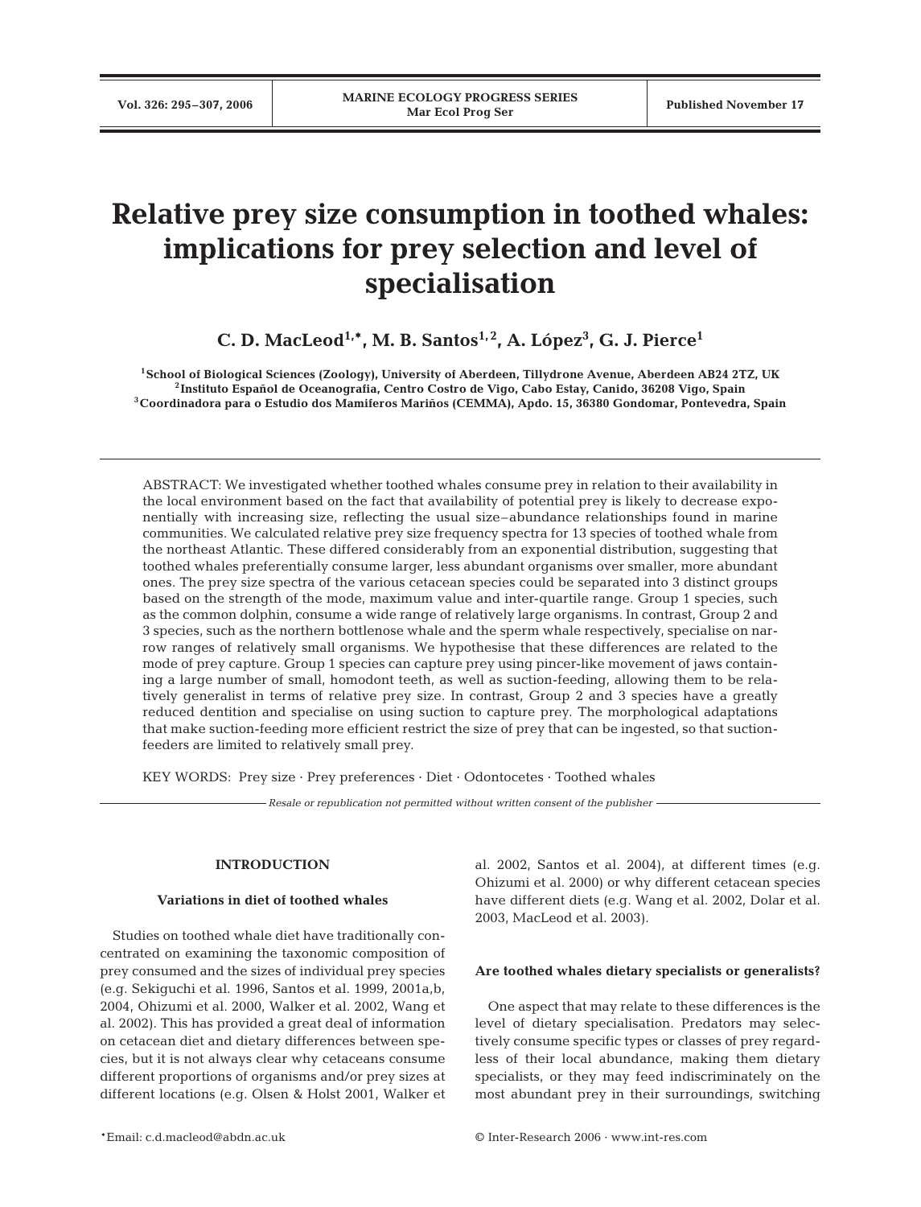# Relative prey size consumption in toothed whales: implications for prey selection and level of specialisation

**C. D. MacLeod[1,*], M. B. Santos[1,2], A. López[3], G. J. Pierce[1]**

[1]School of Biological Sciences (Zoology), University of Aberdeen, Tillydrone Avenue, Aberdeen AB24 2TZ, UK
[2]Instituto Español de Oceanografía, Centro Costro de Vigo, Cabo Estay, Canido, 36208 Vigo, Spain
[3]Coordinadora para o Estudio dos Mamíferos Mariños (CEMMA), Apdo. 15, 36380 Gondomar, Pontevedra, Spain

ABSTRACT: We investigated whether toothed whales consume prey in relation to their availability in the local environment based on the fact that availability of potential prey is likely to decrease exponentially with increasing size, reflecting the usual size–abundance relationships found in marine communities. We calculated relative prey size frequency spectra for 13 species of toothed whale from the northeast Atlantic. These differed considerably from an exponential distribution, suggesting that toothed whales preferentially consume larger, less abundant organisms over smaller, more abundant ones. The prey size spectra of the various cetacean species could be separated into 3 distinct groups based on the strength of the mode, maximum value and inter-quartile range. Group 1 species, such as the common dolphin, consume a wide range of relatively large organisms. In contrast, Group 2 and 3 species, such as the northern bottlenose whale and the sperm whale respectively, specialise on narrow ranges of relatively small organisms. We hypothesise that these differences are related to the mode of prey capture. Group 1 species can capture prey using pincer-like movement of jaws containing a large number of small, homodont teeth, as well as suction-feeding, allowing them to be relatively generalist in terms of relative prey size. In contrast, Group 2 and 3 species have a greatly reduced dentition and specialise on using suction to capture prey. The morphological adaptations that make suction-feeding more efficient restrict the size of prey that can be ingested, so that suction-feeders are limited to relatively small prey.

KEY WORDS: Prey size · Prey preferences · Diet · Odontocetes · Toothed whales

*Resale or republication not permitted without written consent of the publisher*

## INTRODUCTION

### Variations in diet of toothed whales

Studies on toothed whale diet have traditionally concentrated on examining the taxonomic composition of prey consumed and the sizes of individual prey species (e.g. Sekiguchi et al. 1996, Santos et al. 1999, 2001a,b, 2004, Ohizumi et al. 2000, Walker et al. 2002, Wang et al. 2002). This has provided a great deal of information on cetacean diet and dietary differences between species, but it is not always clear why cetaceans consume different proportions of organisms and/or prey sizes at different locations (e.g. Olsen & Holst 2001, Walker et al. 2002, Santos et al. 2004), at different times (e.g. Ohizumi et al. 2000) or why different cetacean species have different diets (e.g. Wang et al. 2002, Dolar et al. 2003, MacLeod et al. 2003).

### Are toothed whales dietary specialists or generalists?

One aspect that may relate to these differences is the level of dietary specialisation. Predators may selectively consume specific types or classes of prey regardless of their local abundance, making them dietary specialists, or they may feed indiscriminately on the most abundant prey in their surroundings, switching

*Email: c.d.macleod@abdn.ac.uk

© Inter-Research 2006 · www.int-res.com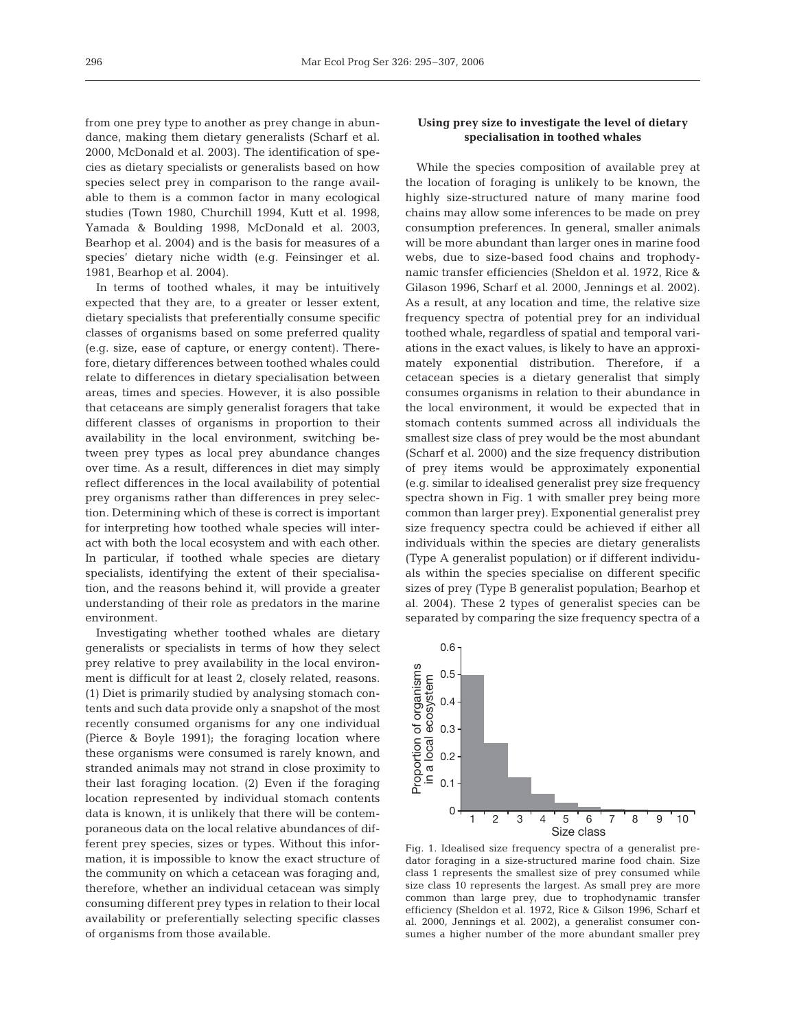from one prey type to another as prey change in abundance, making them dietary generalists (Scharf et al. 2000, McDonald et al. 2003). The identification of species as dietary specialists or generalists based on how species select prey in comparison to the range available to them is a common factor in many ecological studies (Town 1980, Churchill 1994, Kutt et al. 1998, Yamada & Boulding 1998, McDonald et al. 2003, Bearhop et al. 2004) and is the basis for measures of a species' dietary niche width (e.g. Feinsinger et al. 1981, Bearhop et al. 2004).

In terms of toothed whales, it may be intuitively expected that they are, to a greater or lesser extent, dietary specialists that preferentially consume specific classes of organisms based on some preferred quality (e.g. size, ease of capture, or energy content). Therefore, dietary differences between toothed whales could relate to differences in dietary specialisation between areas, times and species. However, it is also possible that cetaceans are simply generalist foragers that take different classes of organisms in proportion to their availability in the local environment, switching between prey types as local prey abundance changes over time. As a result, differences in diet may simply reflect differences in the local availability of potential prey organisms rather than differences in prey selection. Determining which of these is correct is important for interpreting how toothed whale species will interact with both the local ecosystem and with each other. In particular, if toothed whale species are dietary specialists, identifying the extent of their specialisation, and the reasons behind it, will provide a greater understanding of their role as predators in the marine environment.

Investigating whether toothed whales are dietary generalists or specialists in terms of how they select prey relative to prey availability in the local environment is difficult for at least 2, closely related, reasons. (1) Diet is primarily studied by analysing stomach contents and such data provide only a snapshot of the most recently consumed organisms for any one individual (Pierce & Boyle 1991); the foraging location where these organisms were consumed is rarely known, and stranded animals may not strand in close proximity to their last foraging location. (2) Even if the foraging location represented by individual stomach contents data is known, it is unlikely that there will be contemporaneous data on the local relative abundances of different prey species, sizes or types. Without this information, it is impossible to know the exact structure of the community on which a cetacean was foraging and, therefore, whether an individual cetacean was simply consuming different prey types in relation to their local availability or preferentially selecting specific classes of organisms from those available.

### Using prey size to investigate the level of dietary specialisation in toothed whales

While the species composition of available prey at the location of foraging is unlikely to be known, the highly size-structured nature of many marine food chains may allow some inferences to be made on prey consumption preferences. In general, smaller animals will be more abundant than larger ones in marine food webs, due to size-based food chains and trophodynamic transfer efficiencies (Sheldon et al. 1972, Rice & Gilason 1996, Scharf et al. 2000, Jennings et al. 2002). As a result, at any location and time, the relative size frequency spectra of potential prey for an individual toothed whale, regardless of spatial and temporal variations in the exact values, is likely to have an approximately exponential distribution. Therefore, if a cetacean species is a dietary generalist that simply consumes organisms in relation to their abundance in the local environment, it would be expected that in stomach contents summed across all individuals the smallest size class of prey would be the most abundant (Scharf et al. 2000) and the size frequency distribution of prey items would be approximately exponential (e.g. similar to idealised generalist prey size frequency spectra shown in Fig. 1 with smaller prey being more common than larger prey). Exponential generalist prey size frequency spectra could be achieved if either all individuals within the species are dietary generalists (Type A generalist population) or if different individuals within the species specialise on different specific sizes of prey (Type B generalist population; Bearhop et al. 2004). These 2 types of generalist species can be separated by comparing the size frequency spectra of a

Fig. 1. Idealised size frequency spectra of a generalist predator foraging in a size-structured marine food chain. Size class 1 represents the smallest size of prey consumed while size class 10 represents the largest. As small prey are more common than large prey, due to trophodynamic transfer efficiency (Sheldon et al. 1972, Rice & Gilson 1996, Scharf et al. 2000, Jennings et al. 2002), a generalist consumer consumes a higher number of the more abundant smaller prey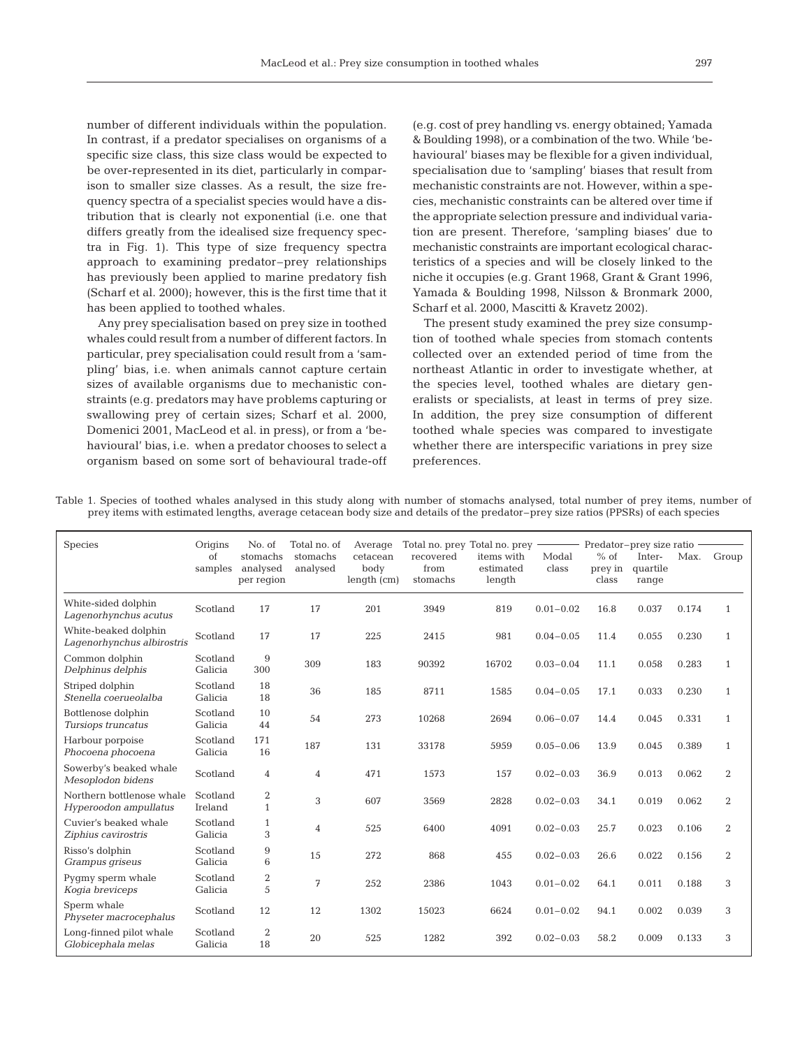number of different individuals within the population. In contrast, if a predator specialises on organisms of a specific size class, this size class would be expected to be over-represented in its diet, particularly in comparison to smaller size classes. As a result, the size frequency spectra of a specialist species would have a distribution that is clearly not exponential (i.e. one that differs greatly from the idealised size frequency spectra in Fig. 1). This type of size frequency spectra approach to examining predator–prey relationships has previously been applied to marine predatory fish (Scharf et al. 2000); however, this is the first time that it has been applied to toothed whales.

Any prey specialisation based on prey size in toothed whales could result from a number of different factors. In particular, prey specialisation could result from a 'sampling' bias, i.e. when animals cannot capture certain sizes of available organisms due to mechanistic constraints (e.g. predators may have problems capturing or swallowing prey of certain sizes; Scharf et al. 2000, Domenici 2001, MacLeod et al. in press), or from a 'behavioural' bias, i.e. when a predator chooses to select a organism based on some sort of behavioural trade-off (e.g. cost of prey handling vs. energy obtained; Yamada & Boulding 1998), or a combination of the two. While 'behavioural' biases may be flexible for a given individual, specialisation due to 'sampling' biases that result from mechanistic constraints are not. However, within a species, mechanistic constraints can be altered over time if the appropriate selection pressure and individual variation are present. Therefore, 'sampling biases' due to mechanistic constraints are important ecological characteristics of a species and will be closely linked to the niche it occupies (e.g. Grant 1968, Grant & Grant 1996, Yamada & Boulding 1998, Nilsson & Bronmark 2000, Scharf et al. 2000, Mascitti & Kravetz 2002).

The present study examined the prey size consumption of toothed whale species from stomach contents collected over an extended period of time from the northeast Atlantic in order to investigate whether, at the species level, toothed whales are dietary generalists or specialists, at least in terms of prey size. In addition, the prey size consumption of different toothed whale species was compared to investigate whether there are interspecific variations in prey size preferences.

Table 1. Species of toothed whales analysed in this study along with number of stomachs analysed, total number of prey items, number of prey items with estimated lengths, average cetacean body size and details of the predator–prey size ratios (PPSRs) of each species

| Species | Origins of samples | No. of stomachs analysed per region | Total no. of stomachs analysed | Average cetacean body length (cm) | Total no. prey recovered from stomachs | Total no. prey items with estimated length | Predator–prey size ratio | | | | |
|---|---|---|---|---|---|---|---|---|---|---|---|
| | | | | | | | Modal class | % of prey in class | Inter-quartile range | Max. | Group |
| White-sided dolphin *Lagenorhynchus acutus* | Scotland | 17 | 17 | 201 | 3949 | 819 | 0.01–0.02 | 16.8 | 0.037 | 0.174 | 1 |
| White-beaked dolphin *Lagenorhynchus albirostris* | Scotland | 17 | 17 | 225 | 2415 | 981 | 0.04–0.05 | 11.4 | 0.055 | 0.230 | 1 |
| Common dolphin *Delphinus delphis* | Scotland<br>Galicia | 9<br>300 | 309 | 183 | 90392 | 16702 | 0.03–0.04 | 11.1 | 0.058 | 0.283 | 1 |
| Striped dolphin *Stenella coeruleoalba* | Scotland<br>Galicia | 18<br>18 | 36 | 185 | 8711 | 1585 | 0.04–0.05 | 17.1 | 0.033 | 0.230 | 1 |
| Bottlenose dolphin *Tursiops truncatus* | Scotland<br>Galicia | 10<br>44 | 54 | 273 | 10268 | 2694 | 0.06–0.07 | 14.4 | 0.045 | 0.331 | 1 |
| Harbour porpoise *Phocoena phocoena* | Scotland<br>Galicia | 171<br>16 | 187 | 131 | 33178 | 5959 | 0.05–0.06 | 13.9 | 0.045 | 0.389 | 1 |
| Sowerby's beaked whale *Mesoplodon bidens* | Scotland | 4 | 4 | 471 | 1573 | 157 | 0.02–0.03 | 36.9 | 0.013 | 0.062 | 2 |
| Northern bottlenose whale *Hyperoodon ampullatus* | Scotland<br>Ireland | 2<br>1 | 3 | 607 | 3569 | 2828 | 0.02–0.03 | 34.1 | 0.019 | 0.062 | 2 |
| Cuvier's beaked whale *Ziphius cavirostris* | Scotland<br>Galicia | 1<br>3 | 4 | 525 | 6400 | 4091 | 0.02–0.03 | 25.7 | 0.023 | 0.106 | 2 |
| Risso's dolphin *Grampus griseus* | Scotland<br>Galicia | 9<br>6 | 15 | 272 | 868 | 455 | 0.02–0.03 | 26.6 | 0.022 | 0.156 | 2 |
| Pygmy sperm whale *Kogia breviceps* | Scotland<br>Galicia | 2<br>5 | 7 | 252 | 2386 | 1043 | 0.01–0.02 | 64.1 | 0.011 | 0.188 | 3 |
| Sperm whale *Physeter macrocephalus* | Scotland | 12 | 12 | 1302 | 15023 | 6624 | 0.01–0.02 | 94.1 | 0.002 | 0.039 | 3 |
| Long-finned pilot whale *Globicephala melas* | Scotland<br>Galicia | 2<br>18 | 20 | 525 | 1282 | 392 | 0.02–0.03 | 58.2 | 0.009 | 0.133 | 3 |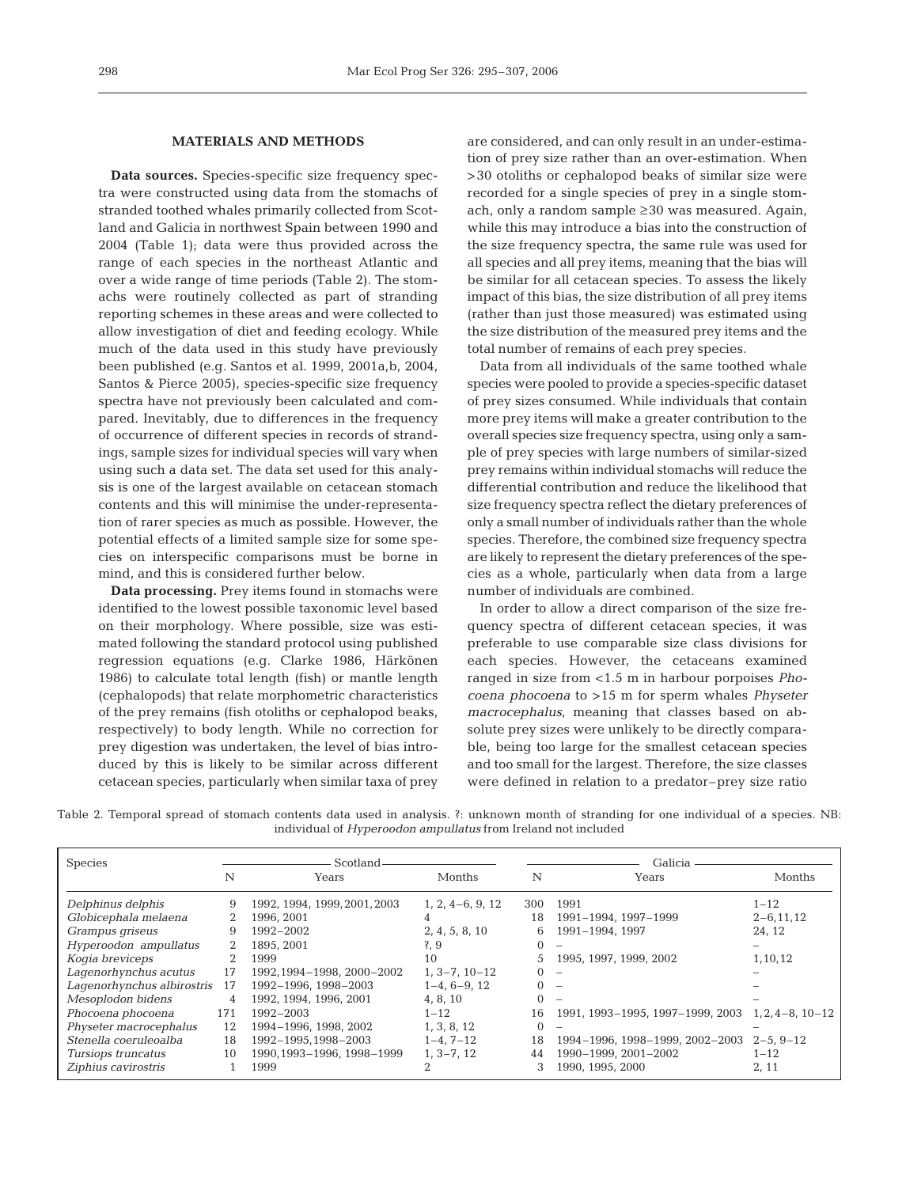## MATERIALS AND METHODS

**Data sources.** Species-specific size frequency spectra were constructed using data from the stomachs of stranded toothed whales primarily collected from Scotland and Galicia in northwest Spain between 1990 and 2004 (Table 1); data were thus provided across the range of each species in the northeast Atlantic and over a wide range of time periods (Table 2). The stomachs were routinely collected as part of stranding reporting schemes in these areas and were collected to allow investigation of diet and feeding ecology. While much of the data used in this study have previously been published (e.g. Santos et al. 1999, 2001a,b, 2004, Santos & Pierce 2005), species-specific size frequency spectra have not previously been calculated and compared. Inevitably, due to differences in the frequency of occurrence of different species in records of strandings, sample sizes for individual species will vary when using such a data set. The data set used for this analysis is one of the largest available on cetacean stomach contents and this will minimise the under-representation of rarer species as much as possible. However, the potential effects of a limited sample size for some species on interspecific comparisons must be borne in mind, and this is considered further below.

**Data processing.** Prey items found in stomachs were identified to the lowest possible taxonomic level based on their morphology. Where possible, size was estimated following the standard protocol using published regression equations (e.g. Clarke 1986, Härkönen 1986) to calculate total length (fish) or mantle length (cephalopods) that relate morphometric characteristics of the prey remains (fish otoliths or cephalopod beaks, respectively) to body length. While no correction for prey digestion was undertaken, the level of bias introduced by this is likely to be similar across different cetacean species, particularly when similar taxa of prey are considered, and can only result in an under-estimation of prey size rather than an over-estimation. When >30 otoliths or cephalopod beaks of similar size were recorded for a single species of prey in a single stomach, only a random sample ≥30 was measured. Again, while this may introduce a bias into the construction of the size frequency spectra, the same rule was used for all species and all prey items, meaning that the bias will be similar for all cetacean species. To assess the likely impact of this bias, the size distribution of all prey items (rather than just those measured) was estimated using the size distribution of the measured prey items and the total number of remains of each prey species.

Data from all individuals of the same toothed whale species were pooled to provide a species-specific dataset of prey sizes consumed. While individuals that contain more prey items will make a greater contribution to the overall species size frequency spectra, using only a sample of prey species with large numbers of similar-sized prey remains within individual stomachs will reduce the differential contribution and reduce the likelihood that size frequency spectra reflect the dietary preferences of only a small number of individuals rather than the whole species. Therefore, the combined size frequency spectra are likely to represent the dietary preferences of the species as a whole, particularly when data from a large number of individuals are combined.

In order to allow a direct comparison of the size frequency spectra of different cetacean species, it was preferable to use comparable size class divisions for each species. However, the cetaceans examined ranged in size from <1.5 m in harbour porpoises *Phocoena phocoena* to >15 m for sperm whales *Physeter macrocephalus*, meaning that classes based on absolute prey sizes were unlikely to be directly comparable, being too large for the smallest cetacean species and too small for the largest. Therefore, the size classes were defined in relation to a predator–prey size ratio

Table 2. Temporal spread of stomach contents data used in analysis. ?: unknown month of stranding for one individual of a species. NB: individual of *Hyperoodon ampullatus* from Ireland not included

| Species | Scotland | | | Galicia | | |
|---|---|---|---|---|---|---|
| | N | Years | Months | N | Years | Months |
| *Delphinus delphis* | 9 | 1992, 1994, 1999, 2001, 2003 | 1, 2, 4–6, 9, 12 | 300 | 1991 | 1–12 |
| *Globicephala melaena* | 2 | 1996, 2001 | 4 | 18 | 1991–1994, 1997–1999 | 2–6, 11, 12 |
| *Grampus griseus* | 9 | 1992–2002 | 2, 4, 5, 8, 10 | 6 | 1991–1994, 1997 | 24, 12 |
| *Hyperoodon ampullatus* | 2 | 1895, 2001 | ?, 9 | 0 | – | – |
| *Kogia breviceps* | 2 | 1999 | 10 | 5 | 1995, 1997, 1999, 2002 | 1, 10, 12 |
| *Lagenorhynchus acutus* | 17 | 1992, 1994–1998, 2000–2002 | 1, 3–7, 10–12 | 0 | – | – |
| *Lagenorhynchus albirostris* | 17 | 1992–1996, 1998–2003 | 1–4, 6–9, 12 | 0 | – | – |
| *Mesoplodon bidens* | 4 | 1992, 1994, 1996, 2001 | 4, 8, 10 | 0 | – | – |
| *Phocoena phocoena* | 171 | 1992–2003 | 1–12 | 16 | 1991, 1993–1995, 1997–1999, 2003 | 1, 2, 4–8, 10–12 |
| *Physeter macrocephalus* | 12 | 1994–1996, 1998, 2002 | 1, 3, 8, 12 | 0 | – | – |
| *Stenella coeruleoalba* | 18 | 1992–1995, 1998–2003 | 1–4, 7–12 | 18 | 1994–1996, 1998–1999, 2002–2003 | 2–5, 9–12 |
| *Tursiops truncatus* | 10 | 1990, 1993–1996, 1998–1999 | 1, 3–7, 12 | 44 | 1990–1999, 2001–2002 | 1–12 |
| *Ziphius cavirostris* | 1 | 1999 | 2 | 3 | 1990, 1995, 2000 | 2, 11 |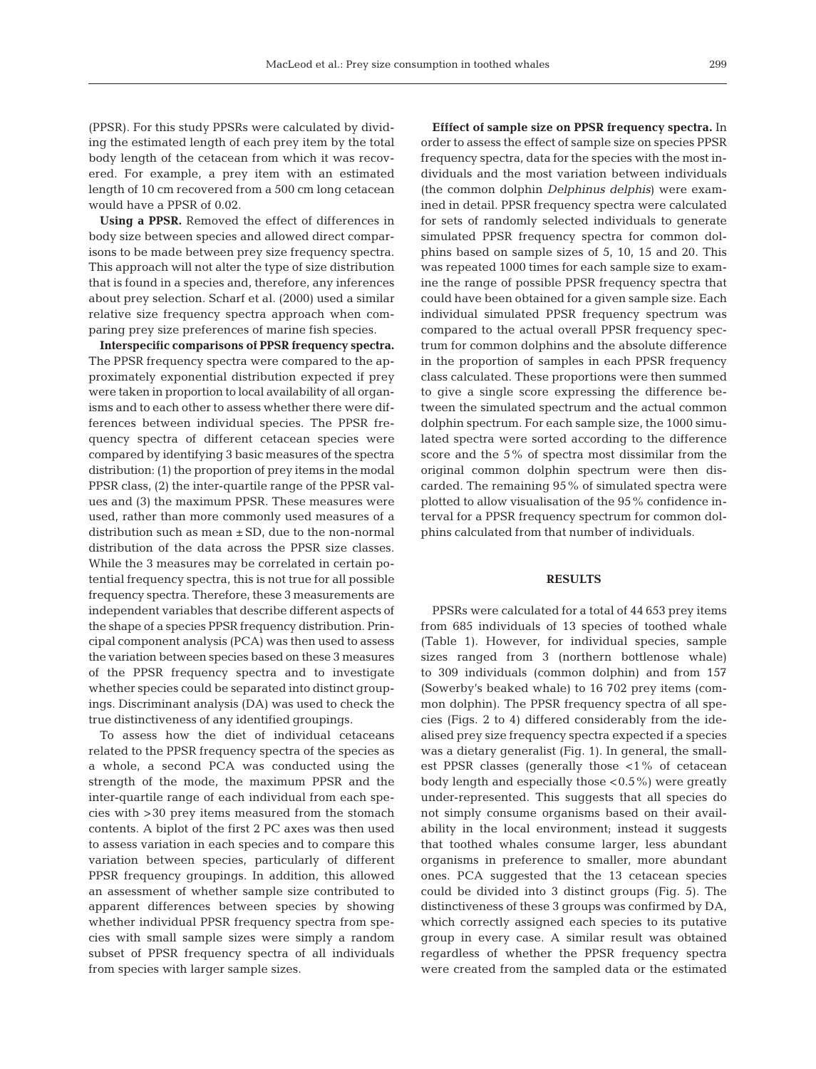(PPSR). For this study PPSRs were calculated by dividing the estimated length of each prey item by the total body length of the cetacean from which it was recovered. For example, a prey item with an estimated length of 10 cm recovered from a 500 cm long cetacean would have a PPSR of 0.02.

**Using a PPSR.** Removed the effect of differences in body size between species and allowed direct comparisons to be made between prey size frequency spectra. This approach will not alter the type of size distribution that is found in a species and, therefore, any inferences about prey selection. Scharf et al. (2000) used a similar relative size frequency spectra approach when comparing prey size preferences of marine fish species.

**Interspecific comparisons of PPSR frequency spectra.** The PPSR frequency spectra were compared to the approximately exponential distribution expected if prey were taken in proportion to local availability of all organisms and to each other to assess whether there were differences between individual species. The PPSR frequency spectra of different cetacean species were compared by identifying 3 basic measures of the spectra distribution: (1) the proportion of prey items in the modal PPSR class, (2) the inter-quartile range of the PPSR values and (3) the maximum PPSR. These measures were used, rather than more commonly used measures of a distribution such as mean ± SD, due to the non-normal distribution of the data across the PPSR size classes. While the 3 measures may be correlated in certain potential frequency spectra, this is not true for all possible frequency spectra. Therefore, these 3 measurements are independent variables that describe different aspects of the shape of a species PPSR frequency distribution. Principal component analysis (PCA) was then used to assess the variation between species based on these 3 measures of the PPSR frequency spectra and to investigate whether species could be separated into distinct groupings. Discriminant analysis (DA) was used to check the true distinctiveness of any identified groupings.

To assess how the diet of individual cetaceans related to the PPSR frequency spectra of the species as a whole, a second PCA was conducted using the strength of the mode, the maximum PPSR and the inter-quartile range of each individual from each species with >30 prey items measured from the stomach contents. A biplot of the first 2 PC axes was then used to assess variation in each species and to compare this variation between species, particularly of different PPSR frequency groupings. In addition, this allowed an assessment of whether sample size contributed to apparent differences between species by showing whether individual PPSR frequency spectra from species with small sample sizes were simply a random subset of PPSR frequency spectra of all individuals from species with larger sample sizes.

**Effect of sample size on PPSR frequency spectra.** In order to assess the effect of sample size on species PPSR frequency spectra, data for the species with the most individuals and the most variation between individuals (the common dolphin *Delphinus delphis*) were examined in detail. PPSR frequency spectra were calculated for sets of randomly selected individuals to generate simulated PPSR frequency spectra for common dolphins based on sample sizes of 5, 10, 15 and 20. This was repeated 1000 times for each sample size to examine the range of possible PPSR frequency spectra that could have been obtained for a given sample size. Each individual simulated PPSR frequency spectrum was compared to the actual overall PPSR frequency spectrum for common dolphins and the absolute difference in the proportion of samples in each PPSR frequency class calculated. These proportions were then summed to give a single score expressing the difference between the simulated spectrum and the actual common dolphin spectrum. For each sample size, the 1000 simulated spectra were sorted according to the difference score and the 5% of spectra most dissimilar from the original common dolphin spectrum were then discarded. The remaining 95% of simulated spectra were plotted to allow visualisation of the 95% confidence interval for a PPSR frequency spectrum for common dolphins calculated from that number of individuals.

## RESULTS

PPSRs were calculated for a total of 44 653 prey items from 685 individuals of 13 species of toothed whale (Table 1). However, for individual species, sample sizes ranged from 3 (northern bottlenose whale) to 309 individuals (common dolphin) and from 157 (Sowerby's beaked whale) to 16 702 prey items (common dolphin). The PPSR frequency spectra of all species (Figs. 2 to 4) differed considerably from the idealised prey size frequency spectra expected if a species was a dietary generalist (Fig. 1). In general, the smallest PPSR classes (generally those <1% of cetacean body length and especially those <0.5%) were greatly under-represented. This suggests that all species do not simply consume organisms based on their availability in the local environment; instead it suggests that toothed whales consume larger, less abundant organisms in preference to smaller, more abundant ones. PCA suggested that the 13 cetacean species could be divided into 3 distinct groups (Fig. 5). The distinctiveness of these 3 groups was confirmed by DA, which correctly assigned each species to its putative group in every case. A similar result was obtained regardless of whether the PPSR frequency spectra were created from the sampled data or the estimated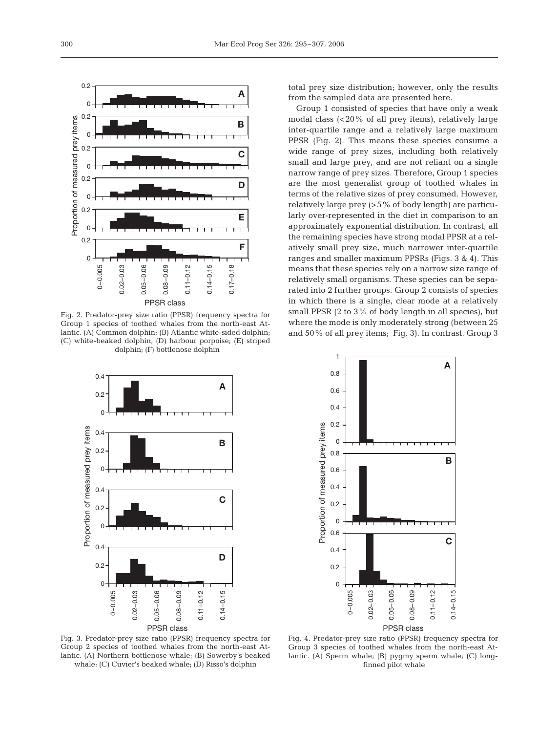total prey size distribution; however, only the results from the sampled data are presented here.

Group 1 consisted of species that have only a weak modal class (<20% of all prey items), relatively large inter-quartile range and a relatively large maximum PPSR (Fig. 2). This means these species consume a wide range of prey sizes, including both relatively small and large prey, and are not reliant on a single narrow range of prey sizes. Therefore, Group 1 species are the most generalist group of toothed whales in terms of the relative sizes of prey consumed. However, relatively large prey (>5% of body length) are particularly over-represented in the diet in comparison to an approximately exponential distribution. In contrast, all the remaining species have strong modal PPSR at a relatively small prey size, much narrower inter-quartile ranges and smaller maximum PPSRs (Figs. 3 & 4). This means that these species rely on a narrow size range of relatively small organisms. These species can be separated into 2 further groups. Group 2 consists of species in which there is a single, clear mode at a relatively small PPSR (2 to 3% of body length in all species), but where the mode is only moderately strong (between 25 and 50% of all prey items; Fig. 3). In contrast, Group 3

Fig. 2. Predator-prey size ratio (PPSR) frequency spectra for Group 1 species of toothed whales from the north-east Atlantic. (A) Common dolphin; (B) Atlantic white-sided dolphin; (C) white-beaked dolphin; (D) harbour porpoise; (E) striped dolphin; (F) bottlenose dolphin

Fig. 3. Predator-prey size ratio (PPSR) frequency spectra for Group 2 species of toothed whales from the north-east Atlantic. (A) Northern bottlenose whale; (B) Sowerby's beaked whale; (C) Cuvier's beaked whale; (D) Risso's dolphin

Fig. 4. Predator-prey size ratio (PPSR) frequency spectra for Group 3 species of toothed whales from the north-east Atlantic. (A) Sperm whale; (B) pygmy sperm whale; (C) long-finned pilot whale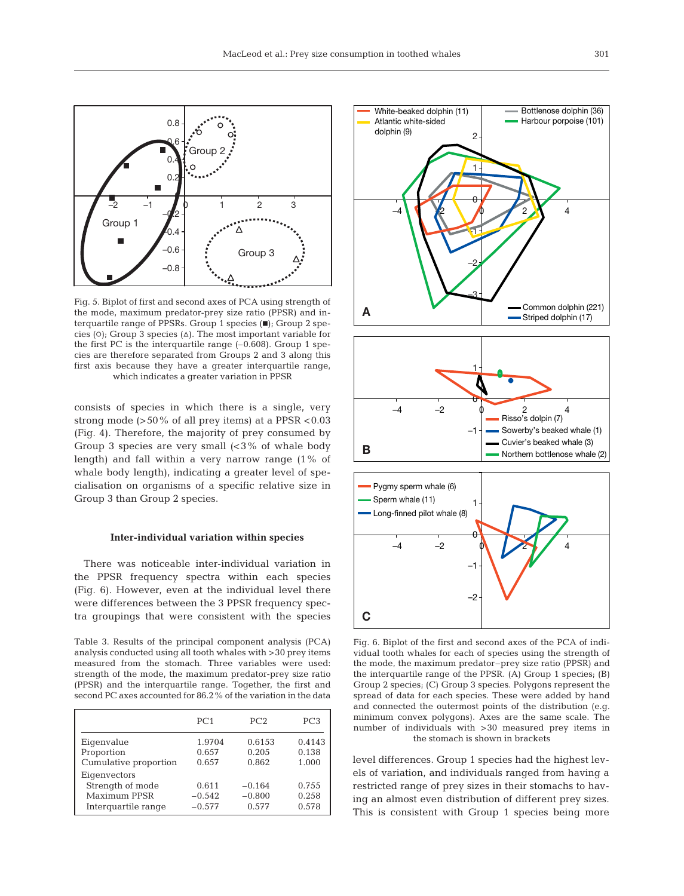Fig. 5. Biplot of first and second axes of PCA using strength of the mode, maximum predator-prey size ratio (PPSR) and interquartile range of PPSRs. Group 1 species (■); Group 2 species (○); Group 3 species (△). The most important variable for the first PC is the interquartile range (–0.608). Group 1 species are therefore separated from Groups 2 and 3 along this first axis because they have a greater interquartile range, which indicates a greater variation in PPSR

consists of species in which there is a single, very strong mode (>50% of all prey items) at a PPSR <0.03 (Fig. 4). Therefore, the majority of prey consumed by Group 3 species are very small (<3% of whale body length) and fall within a very narrow range (1% of whale body length), indicating a greater level of specialisation on organisms of a specific relative size in Group 3 than Group 2 species.

### Inter-individual variation within species

There was noticeable inter-individual variation in the PPSR frequency spectra within each species (Fig. 6). However, even at the individual level there were differences between the 3 PPSR frequency spectra groupings that were consistent with the species level differences. Group 1 species had the highest levels of variation, and individuals ranged from having a restricted range of prey sizes in their stomachs to having an almost even distribution of different prey sizes. This is consistent with Group 1 species being more

Table 3. Results of the principal component analysis (PCA) analysis conducted using all tooth whales with >30 prey items measured from the stomach. Three variables were used: strength of the mode, the maximum predator-prey size ratio (PPSR) and the interquartile range. Together, the first and second PC axes accounted for 86.2% of the variation in the data

| | PC1 | PC2 | PC3 |
|---|---|---|---|
| Eigenvalue | 1.9704 | 0.6153 | 0.4143 |
| Proportion | 0.657 | 0.205 | 0.138 |
| Cumulative proportion | 0.657 | 0.862 | 1.000 |
| Eigenvectors | | | |
| Strength of mode | 0.611 | −0.164 | 0.755 |
| Maximum PPSR | −0.542 | −0.800 | 0.258 |
| Interquartile range | −0.577 | 0.577 | 0.578 |

Fig. 6. Biplot of the first and second axes of the PCA of individual tooth whales for each of species using the strength of the mode, the maximum predator–prey size ratio (PPSR) and the interquartile range of the PPSR. (A) Group 1 species; (B) Group 2 species; (C) Group 3 species. Polygons represent the spread of data for each species. These were added by hand and connected the outermost points of the distribution (e.g. minimum convex polygons). Axes are the same scale. The number of individuals with >30 measured prey items in the stomach is shown in brackets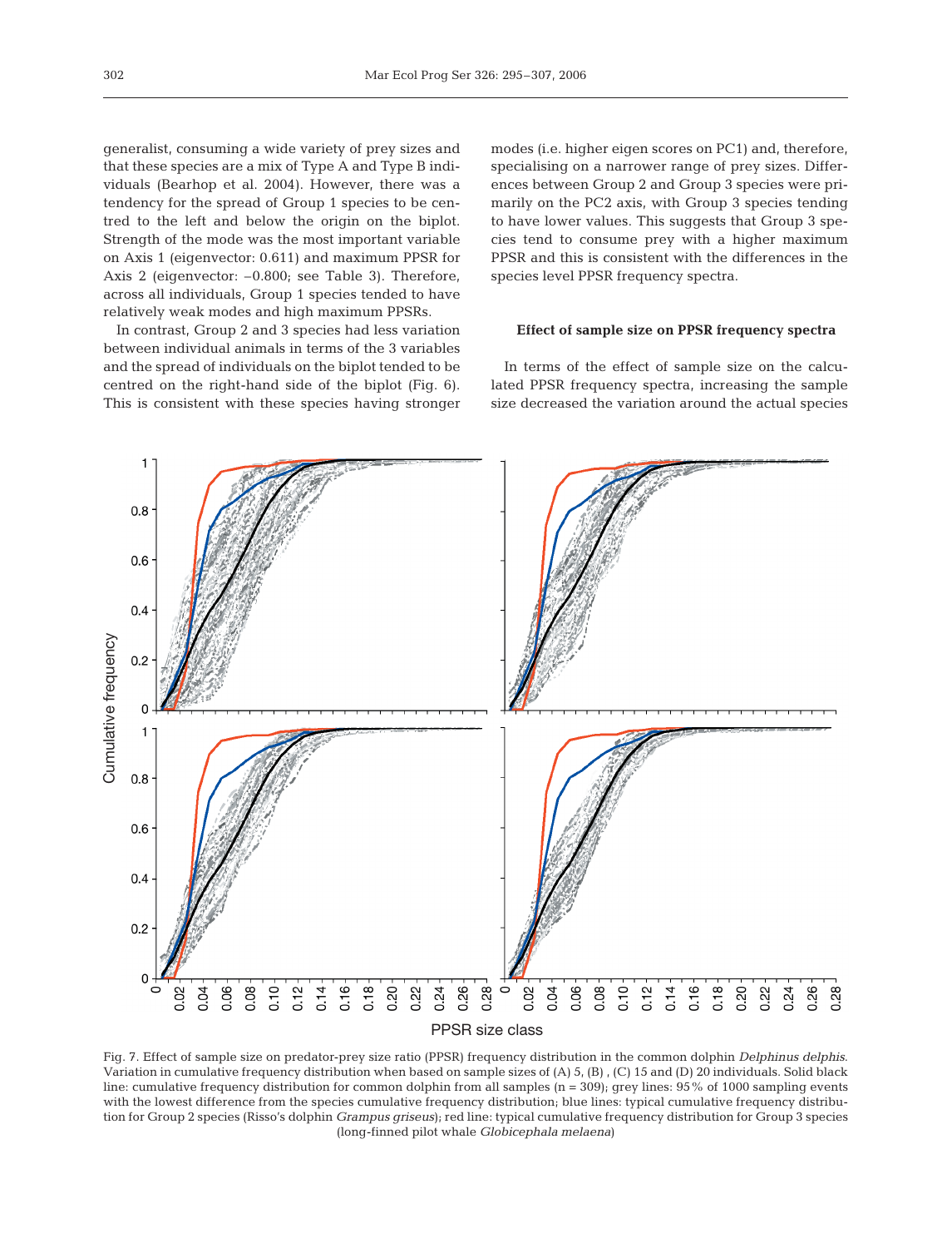generalist, consuming a wide variety of prey sizes and that these species are a mix of Type A and Type B individuals (Bearhop et al. 2004). However, there was a tendency for the spread of Group 1 species to be centred to the left and below the origin on the biplot. Strength of the mode was the most important variable on Axis 1 (eigenvector: 0.611) and maximum PPSR for Axis 2 (eigenvector: –0.800; see Table 3). Therefore, across all individuals, Group 1 species tended to have relatively weak modes and high maximum PPSRs.

In contrast, Group 2 and 3 species had less variation between individual animals in terms of the 3 variables and the spread of individuals on the biplot tended to be centred on the right-hand side of the biplot (Fig. 6). This is consistent with these species having stronger modes (i.e. higher eigen scores on PC1) and, therefore, specialising on a narrower range of prey sizes. Differences between Group 2 and Group 3 species were primarily on the PC2 axis, with Group 3 species tending to have lower values. This suggests that Group 3 species tend to consume prey with a higher maximum PPSR and this is consistent with the differences in the species level PPSR frequency spectra.

### Effect of sample size on PPSR frequency spectra

In terms of the effect of sample size on the calculated PPSR frequency spectra, increasing the sample size decreased the variation around the actual species

Fig. 7. Effect of sample size on predator-prey size ratio (PPSR) frequency distribution in the common dolphin *Delphinus delphis*. Variation in cumulative frequency distribution when based on sample sizes of (A) 5, (B) , (C) 15 and (D) 20 individuals. Solid black line: cumulative frequency distribution for common dolphin from all samples (n = 309); grey lines: 95% of 1000 sampling events with the lowest difference from the species cumulative frequency distribution; blue lines: typical cumulative frequency distribution for Group 2 species (Risso's dolphin *Grampus griseus*); red line: typical cumulative frequency distribution for Group 3 species (long-finned pilot whale *Globicephala melaena*)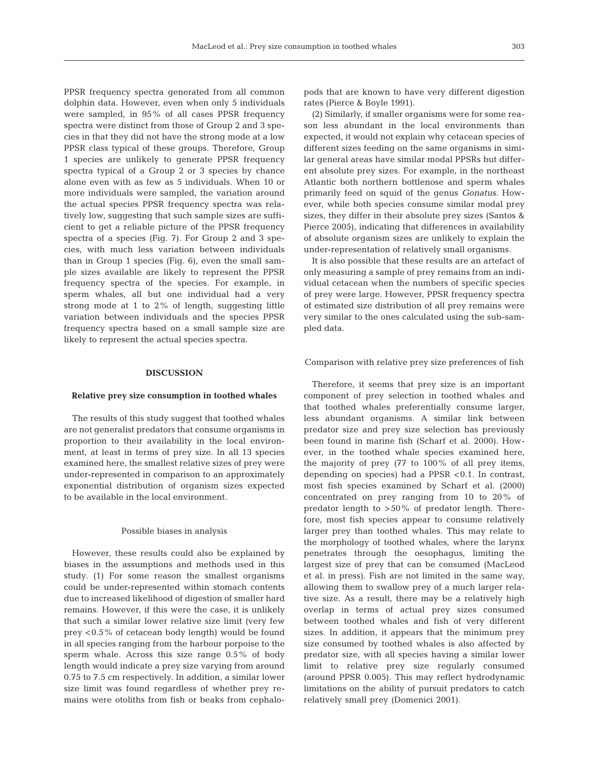PPSR frequency spectra generated from all common dolphin data. However, even when only 5 individuals were sampled, in 95% of all cases PPSR frequency spectra were distinct from those of Group 2 and 3 species in that they did not have the strong mode at a low PPSR class typical of these groups. Therefore, Group 1 species are unlikely to generate PPSR frequency spectra typical of a Group 2 or 3 species by chance alone even with as few as 5 individuals. When 10 or more individuals were sampled, the variation around the actual species PPSR frequency spectra was relatively low, suggesting that such sample sizes are sufficient to get a reliable picture of the PPSR frequency spectra of a species (Fig. 7). For Group 2 and 3 species, with much less variation between individuals than in Group 1 species (Fig. 6), even the small sample sizes available are likely to represent the PPSR frequency spectra of the species. For example, in sperm whales, all but one individual had a very strong mode at 1 to 2% of length, suggesting little variation between individuals and the species PPSR frequency spectra based on a small sample size are likely to represent the actual species spectra.

## DISCUSSION

### Relative prey size consumption in toothed whales

The results of this study suggest that toothed whales are not generalist predators that consume organisms in proportion to their availability in the local environment, at least in terms of prey size. In all 13 species examined here, the smallest relative sizes of prey were under-represented in comparison to an approximately exponential distribution of organism sizes expected to be available in the local environment.

#### Possible biases in analysis

However, these results could also be explained by biases in the assumptions and methods used in this study. (1) For some reason the smallest organisms could be under-represented within stomach contents due to increased likelihood of digestion of smaller hard remains. However, if this were the case, it is unlikely that such a similar lower relative size limit (very few prey <0.5% of cetacean body length) would be found in all species ranging from the harbour porpoise to the sperm whale. Across this size range 0.5% of body length would indicate a prey size varying from around 0.75 to 7.5 cm respectively. In addition, a similar lower size limit was found regardless of whether prey remains were otoliths from fish or beaks from cephalopods that are known to have very different digestion rates (Pierce & Boyle 1991).

(2) Similarly, if smaller organisms were for some reason less abundant in the local environments than expected, it would not explain why cetacean species of different sizes feeding on the same organisms in similar general areas have similar modal PPSRs but different absolute prey sizes. For example, in the northeast Atlantic both northern bottlenose and sperm whales primarily feed on squid of the genus *Gonatus*. However, while both species consume similar modal prey sizes, they differ in their absolute prey sizes (Santos & Pierce 2005), indicating that differences in availability of absolute organism sizes are unlikely to explain the under-representation of relatively small organisms.

It is also possible that these results are an artefact of only measuring a sample of prey remains from an individual cetacean when the numbers of specific species of prey were large. However, PPSR frequency spectra of estimated size distribution of all prey remains were very similar to the ones calculated using the sub-sampled data.

#### Comparison with relative prey size preferences of fish

Therefore, it seems that prey size is an important component of prey selection in toothed whales and that toothed whales preferentially consume larger, less abundant organisms. A similar link between predator size and prey size selection has previously been found in marine fish (Scharf et al. 2000). However, in the toothed whale species examined here, the majority of prey (77 to 100% of all prey items, depending on species) had a PPSR <0.1. In contrast, most fish species examined by Scharf et al. (2000) concentrated on prey ranging from 10 to 20% of predator length to >50% of predator length. Therefore, most fish species appear to consume relatively larger prey than toothed whales. This may relate to the morphology of toothed whales, where the larynx penetrates through the oesophagus, limiting the largest size of prey that can be consumed (MacLeod et al. in press). Fish are not limited in the same way, allowing them to swallow prey of a much larger relative size. As a result, there may be a relatively high overlap in terms of actual prey sizes consumed between toothed whales and fish of very different sizes. In addition, it appears that the minimum prey size consumed by toothed whales is also affected by predator size, with all species having a similar lower limit to relative prey size regularly consumed (around PPSR 0.005). This may reflect hydrodynamic limitations on the ability of pursuit predators to catch relatively small prey (Domenici 2001).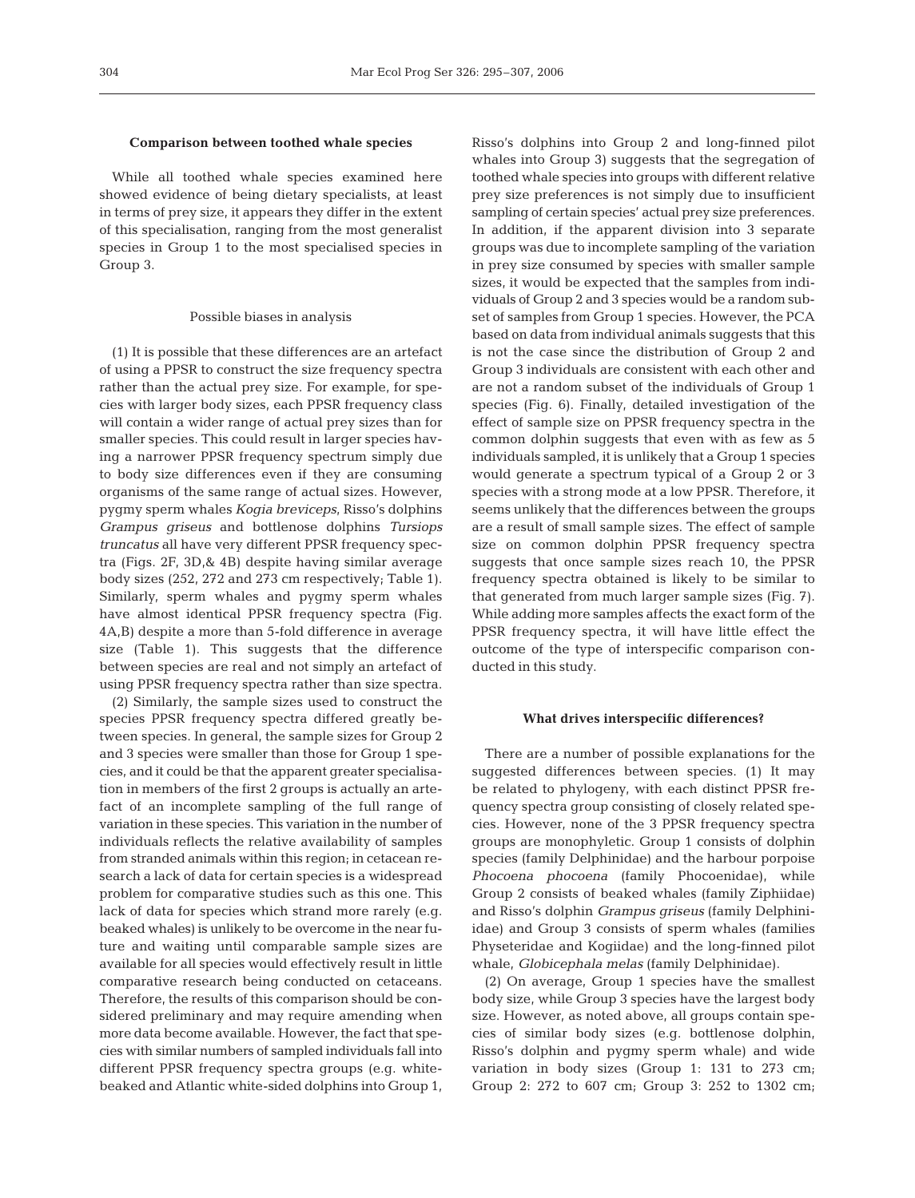### Comparison between toothed whale species

While all toothed whale species examined here showed evidence of being dietary specialists, at least in terms of prey size, it appears they differ in the extent of this specialisation, ranging from the most generalist species in Group 1 to the most specialised species in Group 3.

#### Possible biases in analysis

(1) It is possible that these differences are an artefact of using a PPSR to construct the size frequency spectra rather than the actual prey size. For example, for species with larger body sizes, each PPSR frequency class will contain a wider range of actual prey sizes than for smaller species. This could result in larger species having a narrower PPSR frequency spectrum simply due to body size differences even if they are consuming organisms of the same range of actual sizes. However, pygmy sperm whales *Kogia breviceps*, Risso's dolphins *Grampus griseus* and bottlenose dolphins *Tursiops truncatus* all have very different PPSR frequency spectra (Figs. 2F, 3D,& 4B) despite having similar average body sizes (252, 272 and 273 cm respectively; Table 1). Similarly, sperm whales and pygmy sperm whales have almost identical PPSR frequency spectra (Fig. 4A,B) despite a more than 5-fold difference in average size (Table 1). This suggests that the difference between species are real and not simply an artefact of using PPSR frequency spectra rather than size spectra.

(2) Similarly, the sample sizes used to construct the species PPSR frequency spectra differed greatly between species. In general, the sample sizes for Group 2 and 3 species were smaller than those for Group 1 species, and it could be that the apparent greater specialisation in members of the first 2 groups is actually an artefact of an incomplete sampling of the full range of variation in these species. This variation in the number of individuals reflects the relative availability of samples from stranded animals within this region; in cetacean research a lack of data for certain species is a widespread problem for comparative studies such as this one. This lack of data for species which strand more rarely (e.g. beaked whales) is unlikely to be overcome in the near future and waiting until comparable sample sizes are available for all species would effectively result in little comparative research being conducted on cetaceans. Therefore, the results of this comparison should be considered preliminary and may require amending when more data become available. However, the fact that species with similar numbers of sampled individuals fall into different PPSR frequency spectra groups (e.g. white-beaked and Atlantic white-sided dolphins into Group 1, Risso's dolphins into Group 2 and long-finned pilot whales into Group 3) suggests that the segregation of toothed whale species into groups with different relative prey size preferences is not simply due to insufficient sampling of certain species' actual prey size preferences. In addition, if the apparent division into 3 separate groups was due to incomplete sampling of the variation in prey size consumed by species with smaller sample sizes, it would be expected that the samples from individuals of Group 2 and 3 species would be a random subset of samples from Group 1 species. However, the PCA based on data from individual animals suggests that this is not the case since the distribution of Group 2 and Group 3 individuals are consistent with each other and are not a random subset of the individuals of Group 1 species (Fig. 6). Finally, detailed investigation of the effect of sample size on PPSR frequency spectra in the common dolphin suggests that even with as few as 5 individuals sampled, it is unlikely that a Group 1 species would generate a spectrum typical of a Group 2 or 3 species with a strong mode at a low PPSR. Therefore, it seems unlikely that the differences between the groups are a result of small sample sizes. The effect of sample size on common dolphin PPSR frequency spectra suggests that once sample sizes reach 10, the PPSR frequency spectra obtained is likely to be similar to that generated from much larger sample sizes (Fig. 7). While adding more samples affects the exact form of the PPSR frequency spectra, it will have little effect the outcome of the type of interspecific comparison conducted in this study.

### What drives interspecific differences?

There are a number of possible explanations for the suggested differences between species. (1) It may be related to phylogeny, with each distinct PPSR frequency spectra group consisting of closely related species. However, none of the 3 PPSR frequency spectra groups are monophyletic. Group 1 consists of dolphin species (family Delphinidae) and the harbour porpoise *Phocoena phocoena* (family Phocoenidae), while Group 2 consists of beaked whales (family Ziphiidae) and Risso's dolphin *Grampus griseus* (family Delphiniidae) and Group 3 consists of sperm whales (families Physeteridae and Kogiidae) and the long-finned pilot whale, *Globicephala melas* (family Delphinidae).

(2) On average, Group 1 species have the smallest body size, while Group 3 species have the largest body size. However, as noted above, all groups contain species of similar body sizes (e.g. bottlenose dolphin, Risso's dolphin and pygmy sperm whale) and wide variation in body sizes (Group 1: 131 to 273 cm; Group 2: 272 to 607 cm; Group 3: 252 to 1302 cm;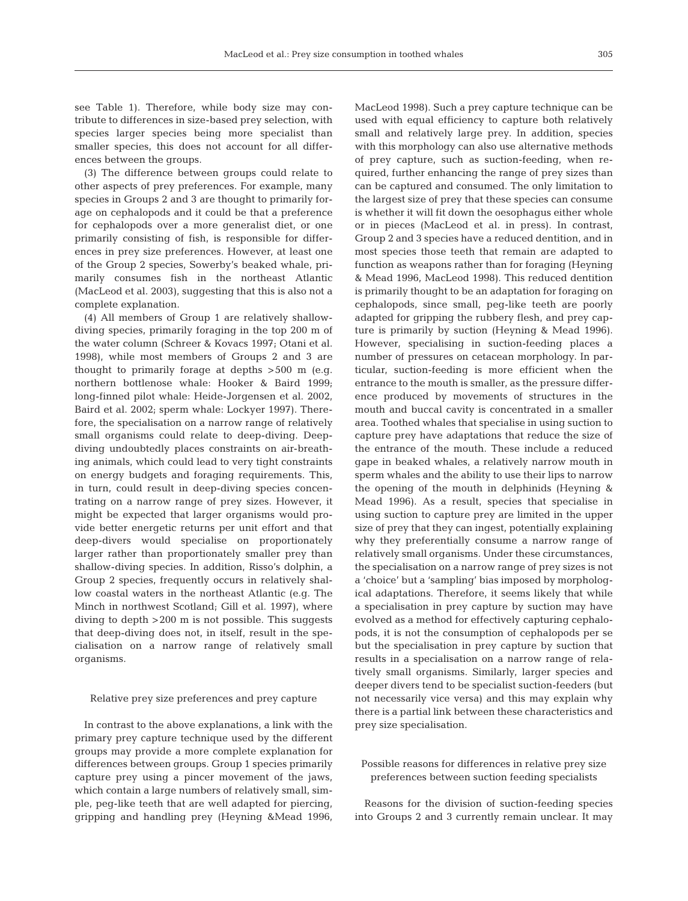see Table 1). Therefore, while body size may contribute to differences in size-based prey selection, with species larger species being more specialist than smaller species, this does not account for all differences between the groups.

(3) The difference between groups could relate to other aspects of prey preferences. For example, many species in Groups 2 and 3 are thought to primarily forage on cephalopods and it could be that a preference for cephalopods over a more generalist diet, or one primarily consisting of fish, is responsible for differences in prey size preferences. However, at least one of the Group 2 species, Sowerby's beaked whale, primarily consumes fish in the northeast Atlantic (MacLeod et al. 2003), suggesting that this is also not a complete explanation.

(4) All members of Group 1 are relatively shallow-diving species, primarily foraging in the top 200 m of the water column (Schreer & Kovacs 1997; Otani et al. 1998), while most members of Groups 2 and 3 are thought to primarily forage at depths >500 m (e.g. northern bottlenose whale: Hooker & Baird 1999; long-finned pilot whale: Heide-Jorgensen et al. 2002, Baird et al. 2002; sperm whale: Lockyer 1997). Therefore, the specialisation on a narrow range of relatively small organisms could relate to deep-diving. Deep-diving undoubtedly places constraints on air-breathing animals, which could lead to very tight constraints on energy budgets and foraging requirements. This, in turn, could result in deep-diving species concentrating on a narrow range of prey sizes. However, it might be expected that larger organisms would provide better energetic returns per unit effort and that deep-divers would specialise on proportionately larger rather than proportionately smaller prey than shallow-diving species. In addition, Risso's dolphin, a Group 2 species, frequently occurs in relatively shallow coastal waters in the northeast Atlantic (e.g. The Minch in northwest Scotland; Gill et al. 1997), where diving to depth >200 m is not possible. This suggests that deep-diving does not, in itself, result in the specialisation on a narrow range of relatively small organisms.

## Relative prey size preferences and prey capture

In contrast to the above explanations, a link with the primary prey capture technique used by the different groups may provide a more complete explanation for differences between groups. Group 1 species primarily capture prey using a pincer movement of the jaws, which contain a large numbers of relatively small, simple, peg-like teeth that are well adapted for piercing, gripping and handling prey (Heyning &Mead 1996, MacLeod 1998). Such a prey capture technique can be used with equal efficiency to capture both relatively small and relatively large prey. In addition, species with this morphology can also use alternative methods of prey capture, such as suction-feeding, when required, further enhancing the range of prey sizes than can be captured and consumed. The only limitation to the largest size of prey that these species can consume is whether it will fit down the oesophagus either whole or in pieces (MacLeod et al. in press). In contrast, Group 2 and 3 species have a reduced dentition, and in most species those teeth that remain are adapted to function as weapons rather than for foraging (Heyning & Mead 1996, MacLeod 1998). This reduced dentition is primarily thought to be an adaptation for foraging on cephalopods, since small, peg-like teeth are poorly adapted for gripping the rubbery flesh, and prey capture is primarily by suction (Heyning & Mead 1996). However, specialising in suction-feeding places a number of pressures on cetacean morphology. In particular, suction-feeding is more efficient when the entrance to the mouth is smaller, as the pressure difference produced by movements of structures in the mouth and buccal cavity is concentrated in a smaller area. Toothed whales that specialise in using suction to capture prey have adaptations that reduce the size of the entrance of the mouth. These include a reduced gape in beaked whales, a relatively narrow mouth in sperm whales and the ability to use their lips to narrow the opening of the mouth in delphinids (Heyning & Mead 1996). As a result, species that specialise in using suction to capture prey are limited in the upper size of prey that they can ingest, potentially explaining why they preferentially consume a narrow range of relatively small organisms. Under these circumstances, the specialisation on a narrow range of prey sizes is not a 'choice' but a 'sampling' bias imposed by morphological adaptations. Therefore, it seems likely that while a specialisation in prey capture by suction may have evolved as a method for effectively capturing cephalopods, it is not the consumption of cephalopods per se but the specialisation in prey capture by suction that results in a specialisation on a narrow range of relatively small organisms. Similarly, larger species and deeper divers tend to be specialist suction-feeders (but not necessarily vice versa) and this may explain why there is a partial link between these characteristics and prey size specialisation.

## Possible reasons for differences in relative prey size preferences between suction feeding specialists

Reasons for the division of suction-feeding species into Groups 2 and 3 currently remain unclear. It may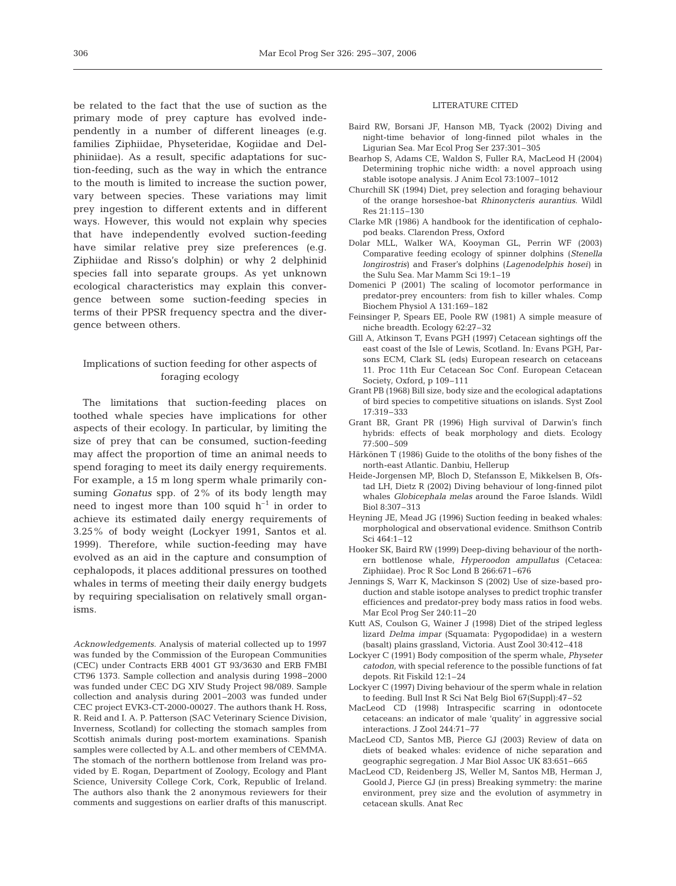be related to the fact that the use of suction as the primary mode of prey capture has evolved independently in a number of different lineages (e.g. families Ziphiidae, Physeteridae, Kogiidae and Delphiniidae). As a result, specific adaptations for suction-feeding, such as the way in which the entrance to the mouth is limited to increase the suction power, vary between species. These variations may limit prey ingestion to different extents and in different ways. However, this would not explain why species that have independently evolved suction-feeding have similar relative prey size preferences (e.g. Ziphiidae and Risso's dolphin) or why 2 delphinid species fall into separate groups. As yet unknown ecological characteristics may explain this convergence between some suction-feeding species in terms of their PPSR frequency spectra and the divergence between others.

### Implications of suction feeding for other aspects of foraging ecology

The limitations that suction-feeding places on toothed whale species have implications for other aspects of their ecology. In particular, by limiting the size of prey that can be consumed, suction-feeding may affect the proportion of time an animal needs to spend foraging to meet its daily energy requirements. For example, a 15 m long sperm whale primarily consuming *Gonatus* spp. of 2% of its body length may need to ingest more than 100 squid $h^{-1}$ in order to achieve its estimated daily energy requirements of 3.25% of body weight (Lockyer 1991, Santos et al. 1999). Therefore, while suction-feeding may have evolved as an aid in the capture and consumption of cephalopods, it places additional pressures on toothed whales in terms of meeting their daily energy budgets by requiring specialisation on relatively small organisms.

*Acknowledgements.* Analysis of material collected up to 1997 was funded by the Commission of the European Communities (CEC) under Contracts ERB 4001 GT 93/3630 and ERB FMBI CT96 1373. Sample collection and analysis during 1998–2000 was funded under CEC DG XIV Study Project 98/089. Sample collection and analysis during 2001–2003 was funded under CEC project EVK3-CT-2000-00027. The authors thank H. Ross, R. Reid and I. A. P. Patterson (SAC Veterinary Science Division, Inverness, Scotland) for collecting the stomach samples from Scottish animals during post-mortem examinations. Spanish samples were collected by A.L. and other members of CEMMA. The stomach of the northern bottlenose from Ireland was provided by E. Rogan, Department of Zoology, Ecology and Plant Science, University College Cork, Cork, Republic of Ireland. The authors also thank the 2 anonymous reviewers for their comments and suggestions on earlier drafts of this manuscript.

## LITERATURE CITED

- Baird RW, Borsani JF, Hanson MB, Tyack (2002) Diving and night-time behavior of long-finned pilot whales in the Ligurian Sea. Mar Ecol Prog Ser 237:301–305
- Bearhop S, Adams CE, Waldon S, Fuller RA, MacLeod H (2004) Determining trophic niche width: a novel approach using stable isotope analysis. J Anim Ecol 73:1007–1012
- Churchill SK (1994) Diet, prey selection and foraging behaviour of the orange horseshoe-bat *Rhinonycteris aurantius.* Wildl Res 21:115–130
- Clarke MR (1986) A handbook for the identification of cephalopod beaks. Clarendon Press, Oxford
- Dolar MLL, Walker WA, Kooyman GL, Perrin WF (2003) Comparative feeding ecology of spinner dolphins (*Stenella longirostris*) and Fraser's dolphins (*Lagenodelphis hosei*) in the Sulu Sea. Mar Mamm Sci 19:1–19
- Domenici P (2001) The scaling of locomotor performance in predator-prey encounters: from fish to killer whales. Comp Biochem Physiol A 131:169–182
- Feinsinger P, Spears EE, Poole RW (1981) A simple measure of niche breadth. Ecology 62:27–32
- Gill A, Atkinson T, Evans PGH (1997) Cetacean sightings off the east coast of the Isle of Lewis, Scotland. In: Evans PGH, Parsons ECM, Clark SL (eds) European research on cetaceans 11. Proc 11th Eur Cetacean Soc Conf. European Cetacean Society, Oxford, p 109–111
- Grant PB (1968) Bill size, body size and the ecological adaptations of bird species to competitive situations on islands. Syst Zool 17:319–333
- Grant BR, Grant PR (1996) High survival of Darwin's finch hybrids: effects of beak morphology and diets. Ecology 77:500–509
- Härkönen T (1986) Guide to the otoliths of the bony fishes of the north-east Atlantic. Danbiu, Hellerup
- Heide-Jorgensen MP, Bloch D, Stefansson E, Mikkelsen B, Ofstad LH, Dietz R (2002) Diving behaviour of long-finned pilot whales *Globicephala melas* around the Faroe Islands. Wildl Biol 8:307–313
- Heyning JE, Mead JG (1996) Suction feeding in beaked whales: morphological and observational evidence. Smithson Contrib Sci 464:1–12
- Hooker SK, Baird RW (1999) Deep-diving behaviour of the northern bottlenose whale, *Hyperoodon ampullatus* (Cetacea: Ziphiidae). Proc R Soc Lond B 266:671–676
- Jennings S, Warr K, Mackinson S (2002) Use of size-based production and stable isotope analyses to predict trophic transfer efficiences and predator-prey body mass ratios in food webs. Mar Ecol Prog Ser 240:11–20
- Kutt AS, Coulson G, Wainer J (1998) Diet of the striped legless lizard *Delma impar* (Squamata: Pygopodidae) in a western (basalt) plains grassland, Victoria. Aust Zool 30:412–418
- Lockyer C (1991) Body composition of the sperm whale, *Physeter catodon*, with special reference to the possible functions of fat depots. Rit Fiskild 12:1–24
- Lockyer C (1997) Diving behaviour of the sperm whale in relation to feeding. Bull Inst R Sci Nat Belg Biol 67(Suppl):47–52
- MacLeod CD (1998) Intraspecific scarring in odontocete cetaceans: an indicator of male 'quality' in aggressive social interactions. J Zool 244:71–77
- MacLeod CD, Santos MB, Pierce GJ (2003) Review of data on diets of beaked whales: evidence of niche separation and geographic segregation. J Mar Biol Assoc UK 83:651–665
- MacLeod CD, Reidenberg JS, Weller M, Santos MB, Herman J, Goold J, Pierce GJ (in press) Breaking symmetry: the marine environment, prey size and the evolution of asymmetry in cetacean skulls. Anat Rec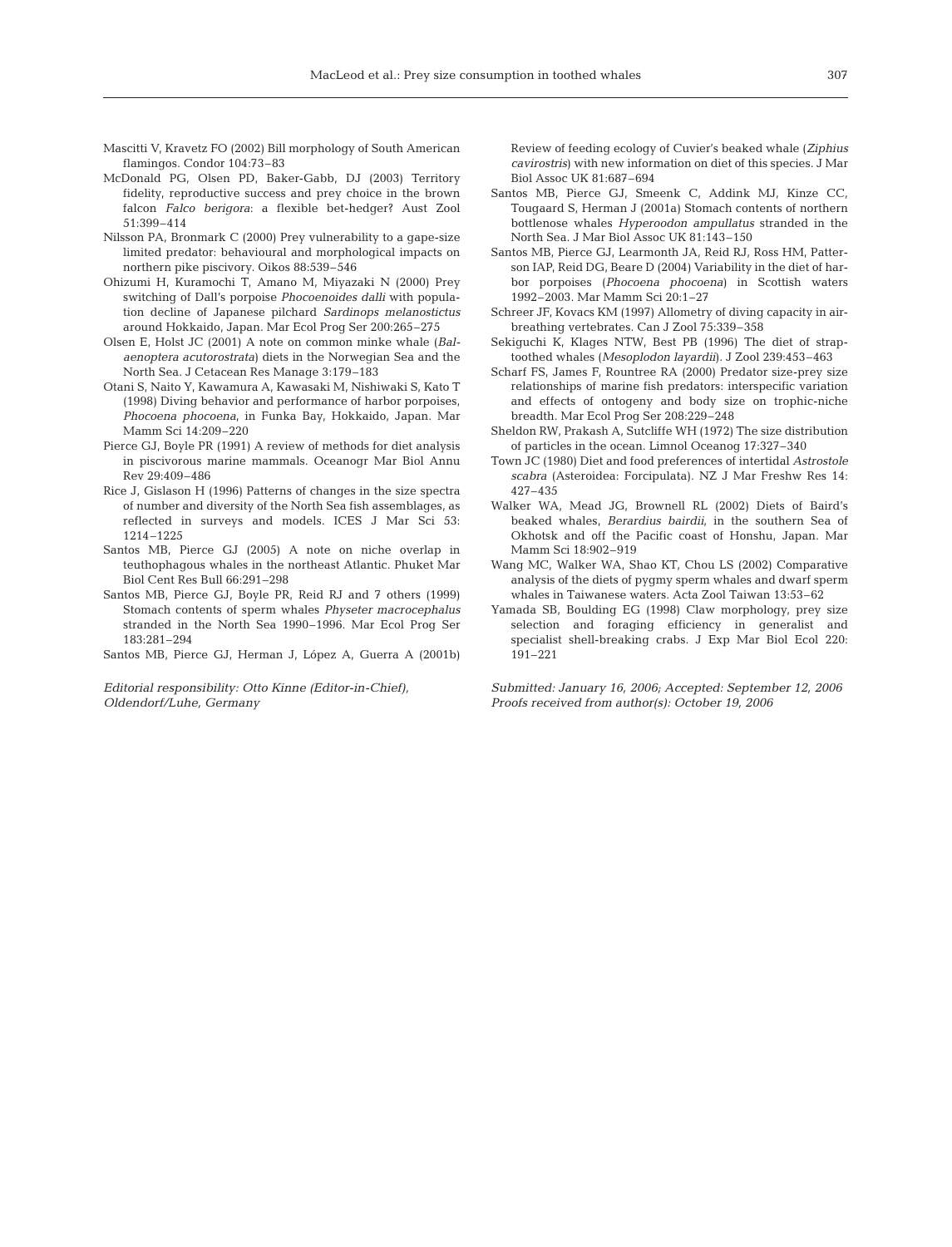Mascitti V, Kravetz FO (2002) Bill morphology of South American flamingos. Condor 104:73–83

McDonald PG, Olsen PD, Baker-Gabb, DJ (2003) Territory fidelity, reproductive success and prey choice in the brown falcon *Falco berigora*: a flexible bet-hedger? Aust Zool 51:399–414

Nilsson PA, Bronmark C (2000) Prey vulnerability to a gape-size limited predator: behavioural and morphological impacts on northern pike piscivory. Oikos 88:539–546

Ohizumi H, Kuramochi T, Amano M, Miyazaki N (2000) Prey switching of Dall's porpoise *Phocoenoides dalli* with population decline of Japanese pilchard *Sardinops melanostictus* around Hokkaido, Japan. Mar Ecol Prog Ser 200:265–275

Olsen E, Holst JC (2001) A note on common minke whale (*Balaenoptera acutorostrata*) diets in the Norwegian Sea and the North Sea. J Cetacean Res Manage 3:179–183

Otani S, Naito Y, Kawamura A, Kawasaki M, Nishiwaki S, Kato T (1998) Diving behavior and performance of harbor porpoises, *Phocoena phocoena*, in Funka Bay, Hokkaido, Japan. Mar Mamm Sci 14:209–220

Pierce GJ, Boyle PR (1991) A review of methods for diet analysis in piscivorous marine mammals. Oceanogr Mar Biol Annu Rev 29:409–486

Rice J, Gislason H (1996) Patterns of changes in the size spectra of number and diversity of the North Sea fish assemblages, as reflected in surveys and models. ICES J Mar Sci 53: 1214–1225

Santos MB, Pierce GJ (2005) A note on niche overlap in teuthophagous whales in the northeast Atlantic. Phuket Mar Biol Cent Res Bull 66:291–298

Santos MB, Pierce GJ, Boyle PR, Reid RJ and 7 others (1999) Stomach contents of sperm whales *Physeter macrocephalus* stranded in the North Sea 1990–1996. Mar Ecol Prog Ser 183:281–294

Santos MB, Pierce GJ, Herman J, López A, Guerra A (2001b) Review of feeding ecology of Cuvier's beaked whale (*Ziphius cavirostris*) with new information on diet of this species. J Mar Biol Assoc UK 81:687–694

Santos MB, Pierce GJ, Smeenk C, Addink MJ, Kinze CC, Tougaard S, Herman J (2001a) Stomach contents of northern bottlenose whales *Hyperoodon ampullatus* stranded in the North Sea. J Mar Biol Assoc UK 81:143–150

Santos MB, Pierce GJ, Learmonth JA, Reid RJ, Ross HM, Patterson IAP, Reid DG, Beare D (2004) Variability in the diet of harbor porpoises (*Phocoena phocoena*) in Scottish waters 1992–2003. Mar Mamm Sci 20:1–27

Schreer JF, Kovacs KM (1997) Allometry of diving capacity in air-breathing vertebrates. Can J Zool 75:339–358

Sekiguchi K, Klages NTW, Best PB (1996) The diet of strap-toothed whales (*Mesoplodon layardii*). J Zool 239:453–463

Scharf FS, James F, Rountree RA (2000) Predator size-prey size relationships of marine fish predators: interspecific variation and effects of ontogeny and body size on trophic-niche breadth. Mar Ecol Prog Ser 208:229–248

Sheldon RW, Prakash A, Sutcliffe WH (1972) The size distribution of particles in the ocean. Limnol Oceanog 17:327–340

Town JC (1980) Diet and food preferences of intertidal *Astrostole scabra* (Asteroidea: Forcipulata). NZ J Mar Freshw Res 14: 427–435

Walker WA, Mead JG, Brownell RL (2002) Diets of Baird's beaked whales, *Berardius bairdii*, in the southern Sea of Okhotsk and off the Pacific coast of Honshu, Japan. Mar Mamm Sci 18:902–919

Wang MC, Walker WA, Shao KT, Chou LS (2002) Comparative analysis of the diets of pygmy sperm whales and dwarf sperm whales in Taiwanese waters. Acta Zool Taiwan 13:53–62

Yamada SB, Boulding EG (1998) Claw morphology, prey size selection and foraging efficiency in generalist and specialist shell-breaking crabs. J Exp Mar Biol Ecol 220: 191–221

*Editorial responsibility: Otto Kinne (Editor-in-Chief), Oldendorf/Luhe, Germany*

*Submitted: January 16, 2006; Accepted: September 12, 2006*
*Proofs received from author(s): October 19, 2006*